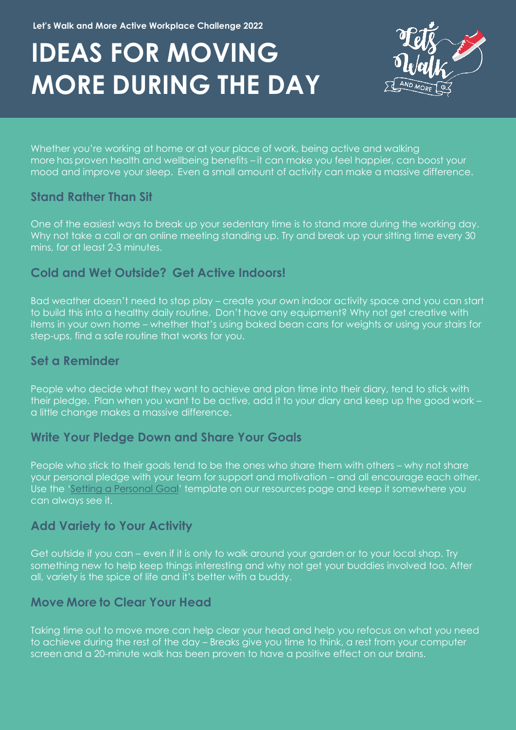Let's Walk and More Active Workplace Challenge 2022

# IDEAS FOR MOVING MORE DURING THE DAY

Whether you're working at home or at your place of work, being active and walking more has proven health and wellbeing benefits – it can make you feel happier, can boost your mood and improve your sleep. Even a small amount of activity can make a massive difference.

## Stand Rather Than Sit

One of the easiest ways to break up your sedentary time is to stand more during the working day. Why not take a call or an online meeting standing up. Try and break up your sitting time every 30 mins, for at least 2-3 minutes.

## Cold and Wet Outside? Get Active Indoors!

Bad weather doesn't need to stop play – create your own indoor activity space and you can start to build this into a healthy daily routine. Don't have any equipment? Why not get creative with items in your own home – whether that's using baked bean cans for weights or using your stairs for step-ups, find a safe routine that works for you.

## Set a Reminder

People who decide what they want to achieve and plan time into their diary, tend to stick with their pledge. Plan when you want to be active, add it to your diary and keep up the good work – a little change makes a massive difference.

## Write Your Pledge Down and Share Your Goals

People who stick to their goals tend to be the ones who share them with others – why not share your personal pledge with your team for support and motivation – and all encourage each other. Use the 'Setting a Personal Goal' template on our resources page and keep it somewhere you can always see it.

## Add Variety to Your Activity

Get outside if you can – even if it is only to walk around your garden or to your local shop. Try something new to help keep things interesting and why not get your buddies involved too. After all, variety is the spice of life and it's better with a buddy.

## Move More to Clear Your Head

Taking time out to move more can help clear your head and help you refocus on what you need to achieve during the rest of the day – Breaks give you time to think, a rest from your computer screen and a 20-minute walk has been proven to have a positive effect on our brains.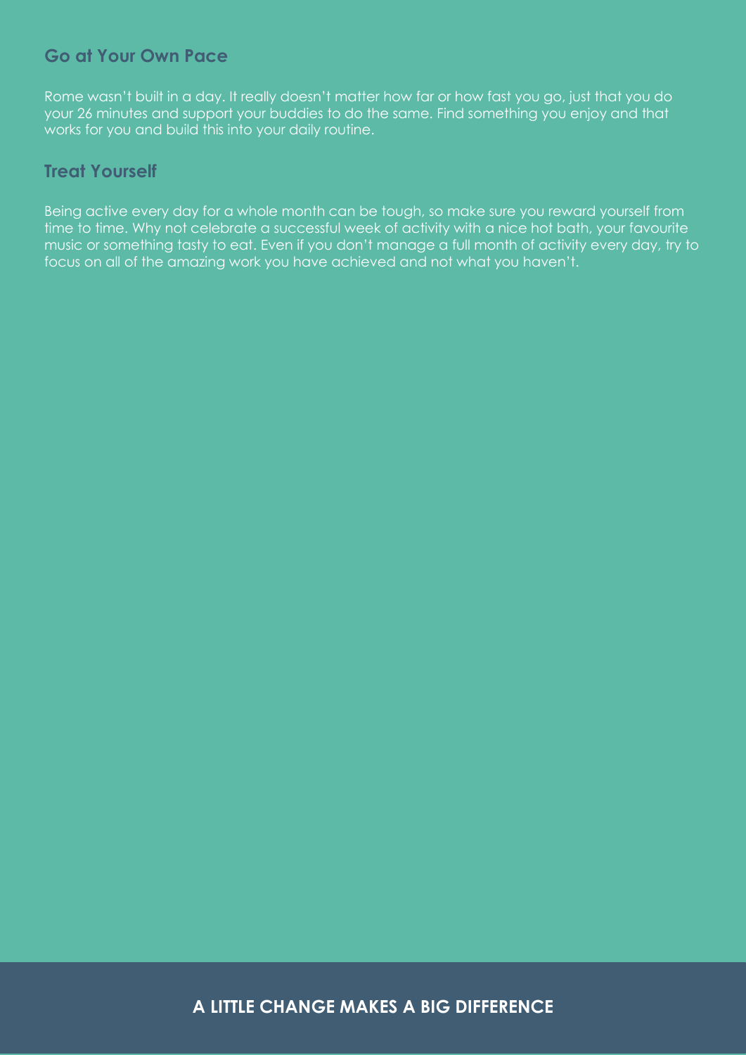## Go at Your Own Pace

Rome wasn't built in a day. It really doesn't matter how far or how fast you go, just that you do your 26 minutes and support your buddies to do the same. Find something you enjoy and that works for you and build this into your daily routine.

## Treat Yourself

Being active every day for a whole month can be tough, so make sure you reward yourself from time to time. Why not celebrate a successful week of activity with a nice hot bath, your favourite music or something tasty to eat. Even if you don't manage a full month of activity every day, try to focus on all of the amazing work you have achieved and not what you haven't.

**A LITTLE CHANGE MAKES A BIG DIFFERENCE**